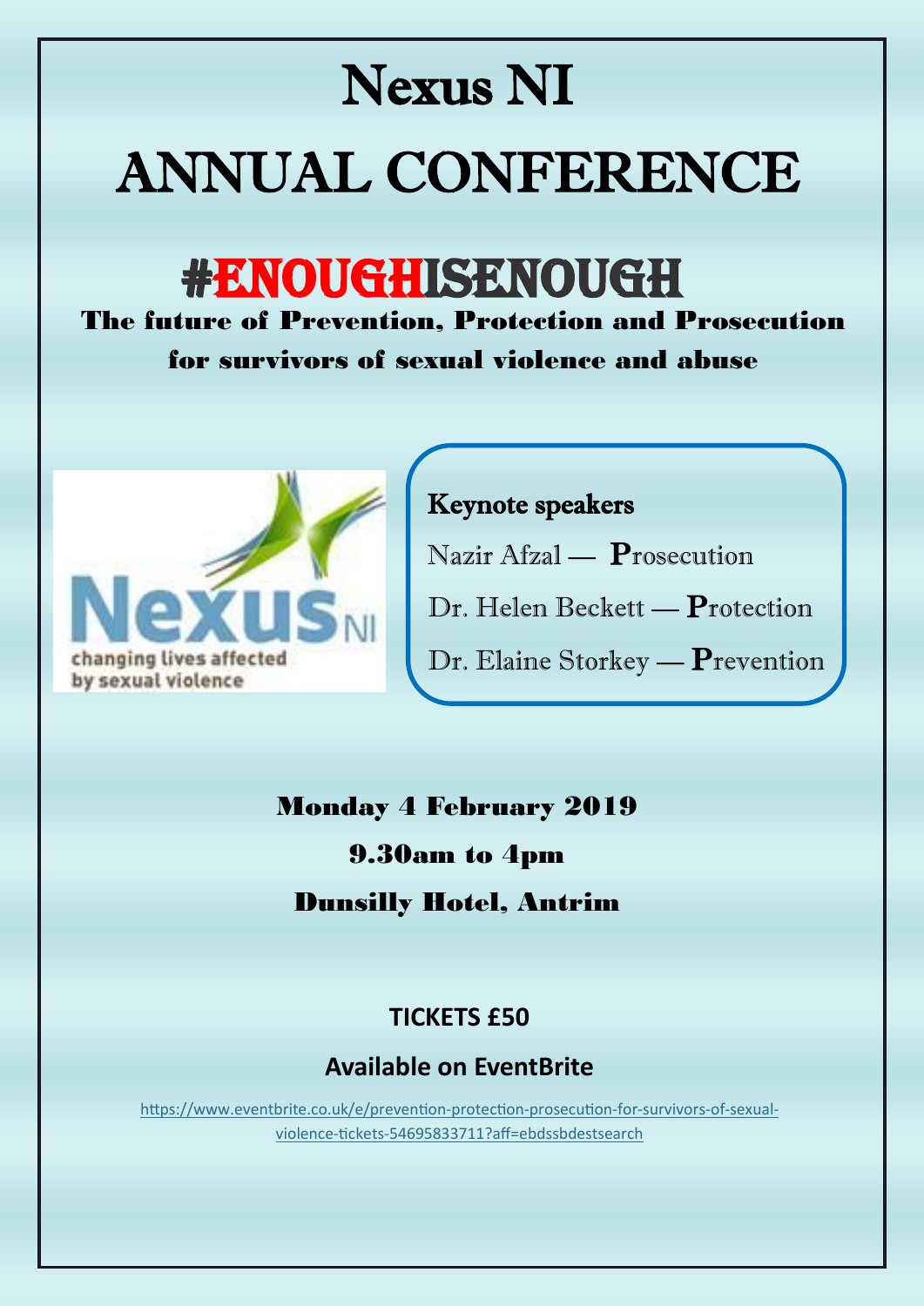# Nexus NI

# ANNUAL CONFERENCE

## #ENOUGHISENOUGH

**The future of Prevention, Protection and Prosecution for survivors of sexual violence and abuse**

Nexus NI
changing lives affected by sexual violence

### Keynote speakers

Nazir Afzal — **P**rosecution

Dr. Helen Beckett — **P**rotection

Dr. Elaine Storkey — **P**revention

**Monday 4 February 2019**

**9.30am to 4pm**

**Dunsilly Hotel, Antrim**

**TICKETS £50**

**Available on EventBrite**

https://www.eventbrite.co.uk/e/prevention-protection-prosecution-for-survivors-of-sexual-violence-tickets-54695833711?aff=ebdssbdestsearch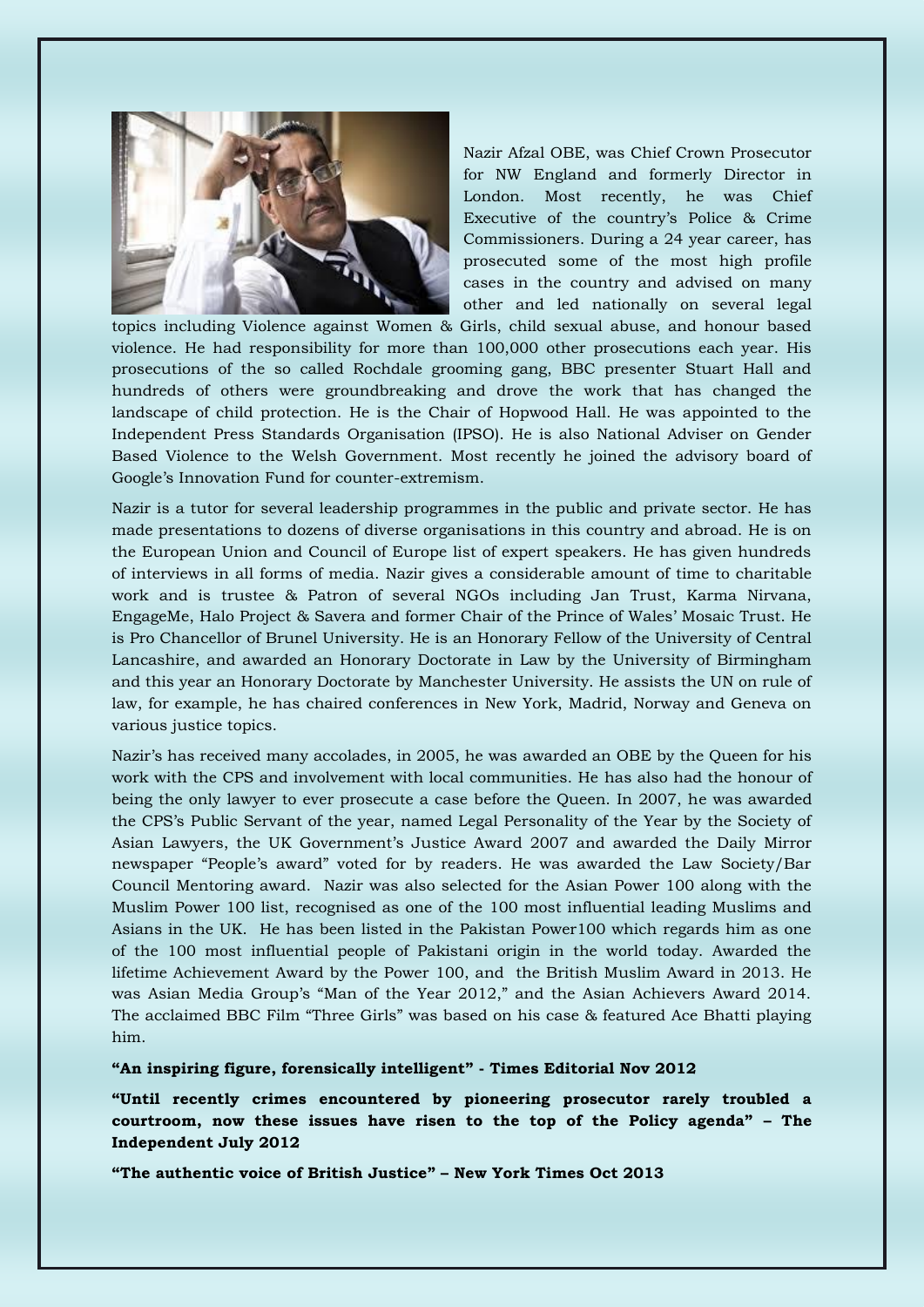Nazir Afzal OBE, was Chief Crown Prosecutor for NW England and formerly Director in London. Most recently, he was Chief Executive of the country's Police & Crime Commissioners. During a 24 year career, has prosecuted some of the most high profile cases in the country and advised on many other and led nationally on several legal topics including Violence against Women & Girls, child sexual abuse, and honour based violence. He had responsibility for more than 100,000 other prosecutions each year. His prosecutions of the so called Rochdale grooming gang, BBC presenter Stuart Hall and hundreds of others were groundbreaking and drove the work that has changed the landscape of child protection. He is the Chair of Hopwood Hall. He was appointed to the Independent Press Standards Organisation (IPSO). He is also National Adviser on Gender Based Violence to the Welsh Government. Most recently he joined the advisory board of Google's Innovation Fund for counter-extremism.

Nazir is a tutor for several leadership programmes in the public and private sector. He has made presentations to dozens of diverse organisations in this country and abroad. He is on the European Union and Council of Europe list of expert speakers. He has given hundreds of interviews in all forms of media. Nazir gives a considerable amount of time to charitable work and is trustee & Patron of several NGOs including Jan Trust, Karma Nirvana, EngageMe, Halo Project & Savera and former Chair of the Prince of Wales' Mosaic Trust. He is Pro Chancellor of Brunel University. He is an Honorary Fellow of the University of Central Lancashire, and awarded an Honorary Doctorate in Law by the University of Birmingham and this year an Honorary Doctorate by Manchester University. He assists the UN on rule of law, for example, he has chaired conferences in New York, Madrid, Norway and Geneva on various justice topics.

Nazir's has received many accolades, in 2005, he was awarded an OBE by the Queen for his work with the CPS and involvement with local communities. He has also had the honour of being the only lawyer to ever prosecute a case before the Queen. In 2007, he was awarded the CPS's Public Servant of the year, named Legal Personality of the Year by the Society of Asian Lawyers, the UK Government's Justice Award 2007 and awarded the Daily Mirror newspaper "People's award" voted for by readers. He was awarded the Law Society/Bar Council Mentoring award. Nazir was also selected for the Asian Power 100 along with the Muslim Power 100 list, recognised as one of the 100 most influential leading Muslims and Asians in the UK. He has been listed in the Pakistan Power100 which regards him as one of the 100 most influential people of Pakistani origin in the world today. Awarded the lifetime Achievement Award by the Power 100, and the British Muslim Award in 2013. He was Asian Media Group's "Man of the Year 2012," and the Asian Achievers Award 2014. The acclaimed BBC Film "Three Girls" was based on his case & featured Ace Bhatti playing him.

**"An inspiring figure, forensically intelligent" - Times Editorial Nov 2012**

**"Until recently crimes encountered by pioneering prosecutor rarely troubled a courtroom, now these issues have risen to the top of the Policy agenda" – The Independent July 2012**

**"The authentic voice of British Justice" – New York Times Oct 2013**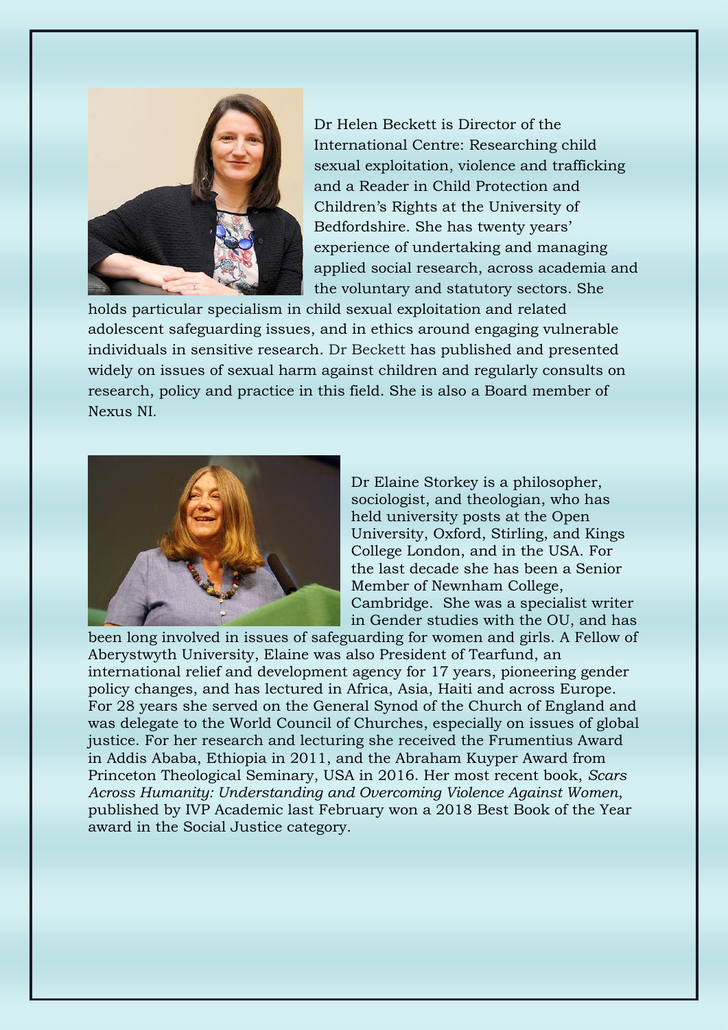Dr Helen Beckett is Director of the International Centre: Researching child sexual exploitation, violence and trafficking and a Reader in Child Protection and Children's Rights at the University of Bedfordshire. She has twenty years' experience of undertaking and managing applied social research, across academia and the voluntary and statutory sectors. She holds particular specialism in child sexual exploitation and related adolescent safeguarding issues, and in ethics around engaging vulnerable individuals in sensitive research. Dr Beckett has published and presented widely on issues of sexual harm against children and regularly consults on research, policy and practice in this field. She is also a Board member of Nexus NI.

Dr Elaine Storkey is a philosopher, sociologist, and theologian, who has held university posts at the Open University, Oxford, Stirling, and Kings College London, and in the USA. For the last decade she has been a Senior Member of Newnham College, Cambridge. She was a specialist writer in Gender studies with the OU, and has been long involved in issues of safeguarding for women and girls. A Fellow of Aberystwyth University, Elaine was also President of Tearfund, an international relief and development agency for 17 years, pioneering gender policy changes, and has lectured in Africa, Asia, Haiti and across Europe. For 28 years she served on the General Synod of the Church of England and was delegate to the World Council of Churches, especially on issues of global justice. For her research and lecturing she received the Frumentius Award in Addis Ababa, Ethiopia in 2011, and the Abraham Kuyper Award from Princeton Theological Seminary, USA in 2016. Her most recent book, *Scars Across Humanity: Understanding and Overcoming Violence Against Women*, published by IVP Academic last February won a 2018 Best Book of the Year award in the Social Justice category.